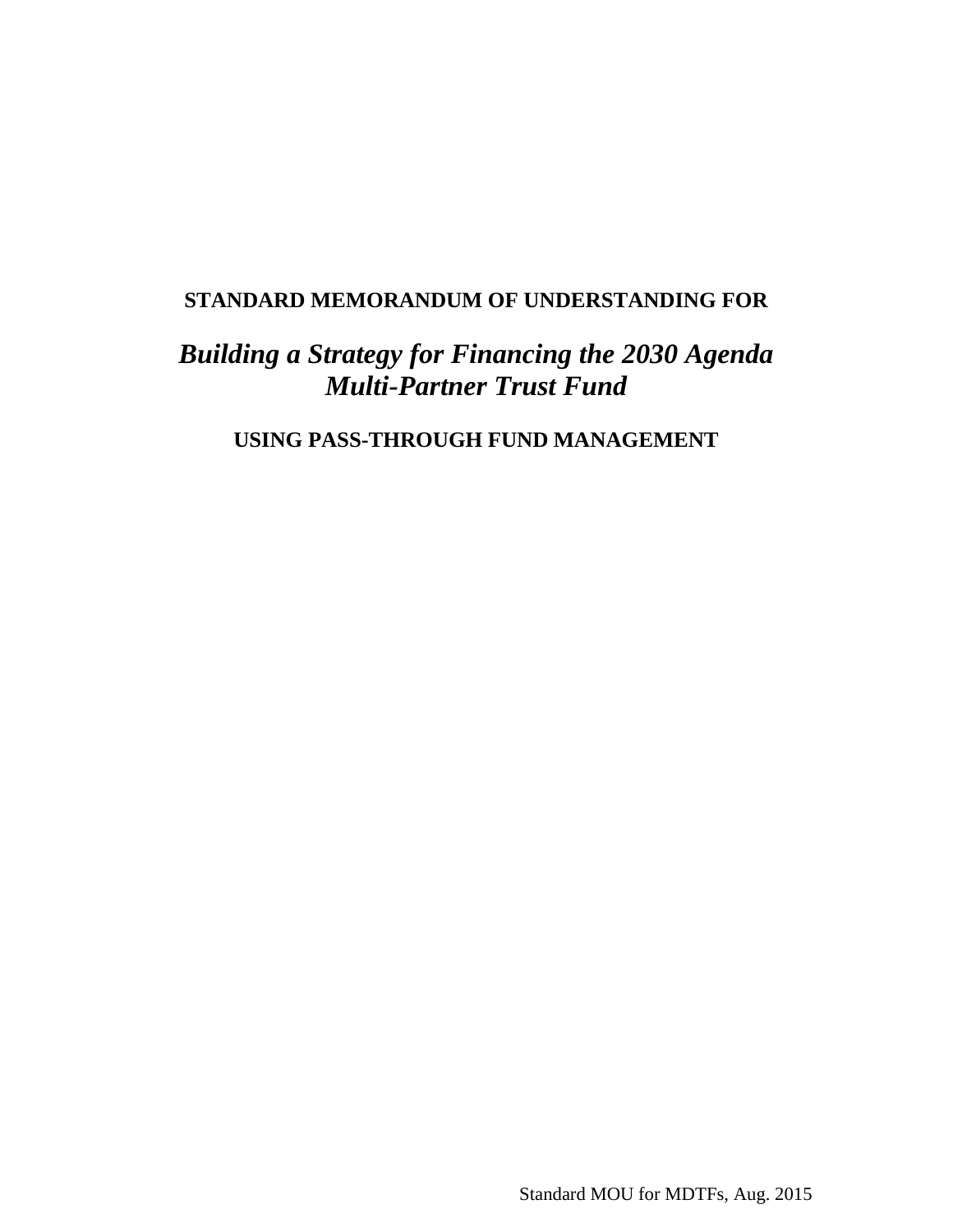**STANDARD MEMORANDUM OF UNDERSTANDING FOR**

# *Building a Strategy for Financing the 2030 Agenda Multi-Partner Trust Fund*

**USING PASS-THROUGH FUND MANAGEMENT**

Standard MOU for MDTFs, Aug. 2015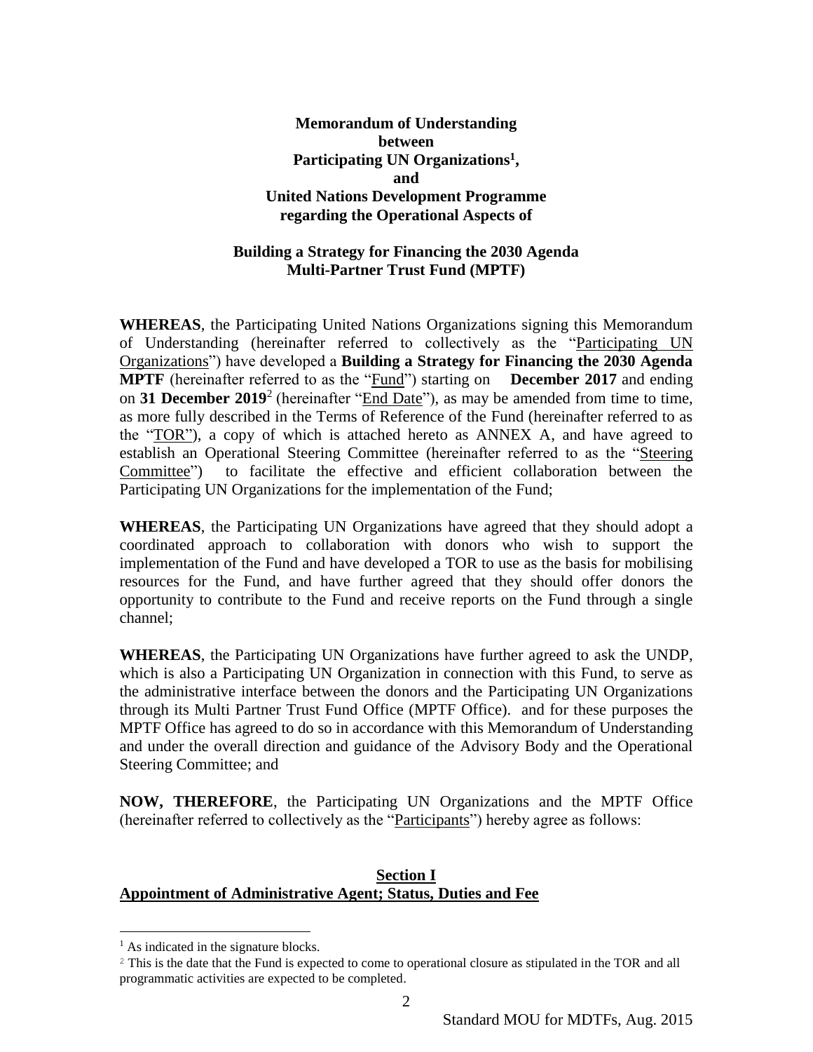**Memorandum of Understanding**
**between**
**Participating UN Organizations[1],**
**and**
**United Nations Development Programme**
**regarding the Operational Aspects of**

**Building a Strategy for Financing the 2030 Agenda**
**Multi-Partner Trust Fund (MPTF)**

**WHEREAS**, the Participating United Nations Organizations signing this Memorandum of Understanding (hereinafter referred to collectively as the "Participating UN Organizations") have developed a **Building a Strategy for Financing the 2030 Agenda MPTF** (hereinafter referred to as the "Fund") starting on **December 2017** and ending on **31 December 2019**[2] (hereinafter "End Date"), as may be amended from time to time, as more fully described in the Terms of Reference of the Fund (hereinafter referred to as the "TOR"), a copy of which is attached hereto as ANNEX A, and have agreed to establish an Operational Steering Committee (hereinafter referred to as the "Steering Committee") to facilitate the effective and efficient collaboration between the Participating UN Organizations for the implementation of the Fund;

**WHEREAS**, the Participating UN Organizations have agreed that they should adopt a coordinated approach to collaboration with donors who wish to support the implementation of the Fund and have developed a TOR to use as the basis for mobilising resources for the Fund, and have further agreed that they should offer donors the opportunity to contribute to the Fund and receive reports on the Fund through a single channel;

**WHEREAS**, the Participating UN Organizations have further agreed to ask the UNDP, which is also a Participating UN Organization in connection with this Fund, to serve as the administrative interface between the donors and the Participating UN Organizations through its Multi Partner Trust Fund Office (MPTF Office). and for these purposes the MPTF Office has agreed to do so in accordance with this Memorandum of Understanding and under the overall direction and guidance of the Advisory Body and the Operational Steering Committee; and

**NOW, THEREFORE**, the Participating UN Organizations and the MPTF Office (hereinafter referred to collectively as the "Participants") hereby agree as follows:

## Section I
## Appointment of Administrative Agent; Status, Duties and Fee

[1] As indicated in the signature blocks.

[2] This is the date that the Fund is expected to come to operational closure as stipulated in the TOR and all programmatic activities are expected to be completed.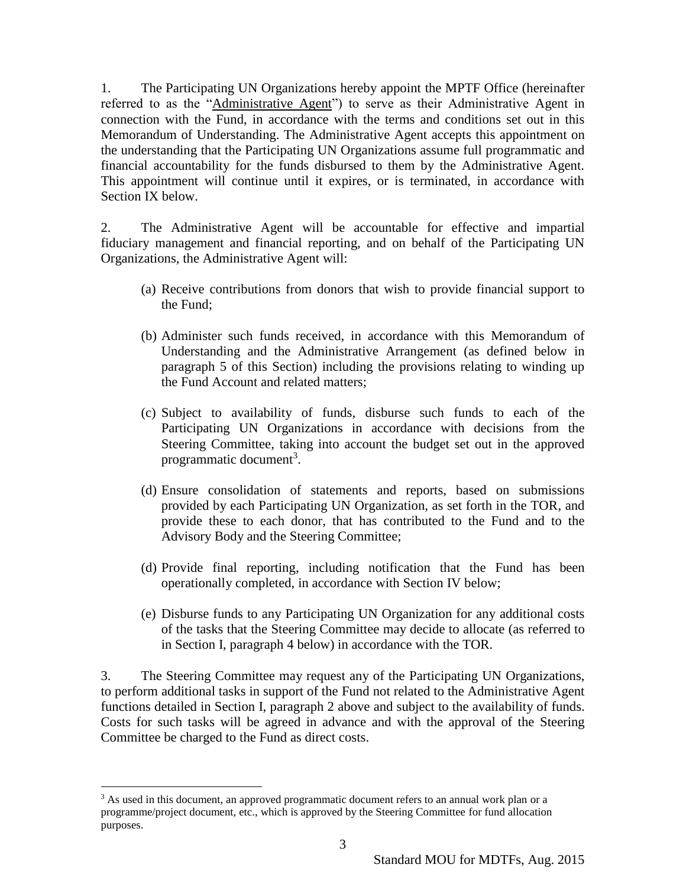1. The Participating UN Organizations hereby appoint the MPTF Office (hereinafter referred to as the "Administrative Agent") to serve as their Administrative Agent in connection with the Fund, in accordance with the terms and conditions set out in this Memorandum of Understanding. The Administrative Agent accepts this appointment on the understanding that the Participating UN Organizations assume full programmatic and financial accountability for the funds disbursed to them by the Administrative Agent. This appointment will continue until it expires, or is terminated, in accordance with Section IX below.

2. The Administrative Agent will be accountable for effective and impartial fiduciary management and financial reporting, and on behalf of the Participating UN Organizations, the Administrative Agent will:

(a) Receive contributions from donors that wish to provide financial support to the Fund;

(b) Administer such funds received, in accordance with this Memorandum of Understanding and the Administrative Arrangement (as defined below in paragraph 5 of this Section) including the provisions relating to winding up the Fund Account and related matters;

(c) Subject to availability of funds, disburse such funds to each of the Participating UN Organizations in accordance with decisions from the Steering Committee, taking into account the budget set out in the approved programmatic document[3].

(d) Ensure consolidation of statements and reports, based on submissions provided by each Participating UN Organization, as set forth in the TOR, and provide these to each donor, that has contributed to the Fund and to the Advisory Body and the Steering Committee;

(d) Provide final reporting, including notification that the Fund has been operationally completed, in accordance with Section IV below;

(e) Disburse funds to any Participating UN Organization for any additional costs of the tasks that the Steering Committee may decide to allocate (as referred to in Section I, paragraph 4 below) in accordance with the TOR.

3. The Steering Committee may request any of the Participating UN Organizations, to perform additional tasks in support of the Fund not related to the Administrative Agent functions detailed in Section I, paragraph 2 above and subject to the availability of funds. Costs for such tasks will be agreed in advance and with the approval of the Steering Committee be charged to the Fund as direct costs.

[3] As used in this document, an approved programmatic document refers to an annual work plan or a programme/project document, etc., which is approved by the Steering Committee for fund allocation purposes.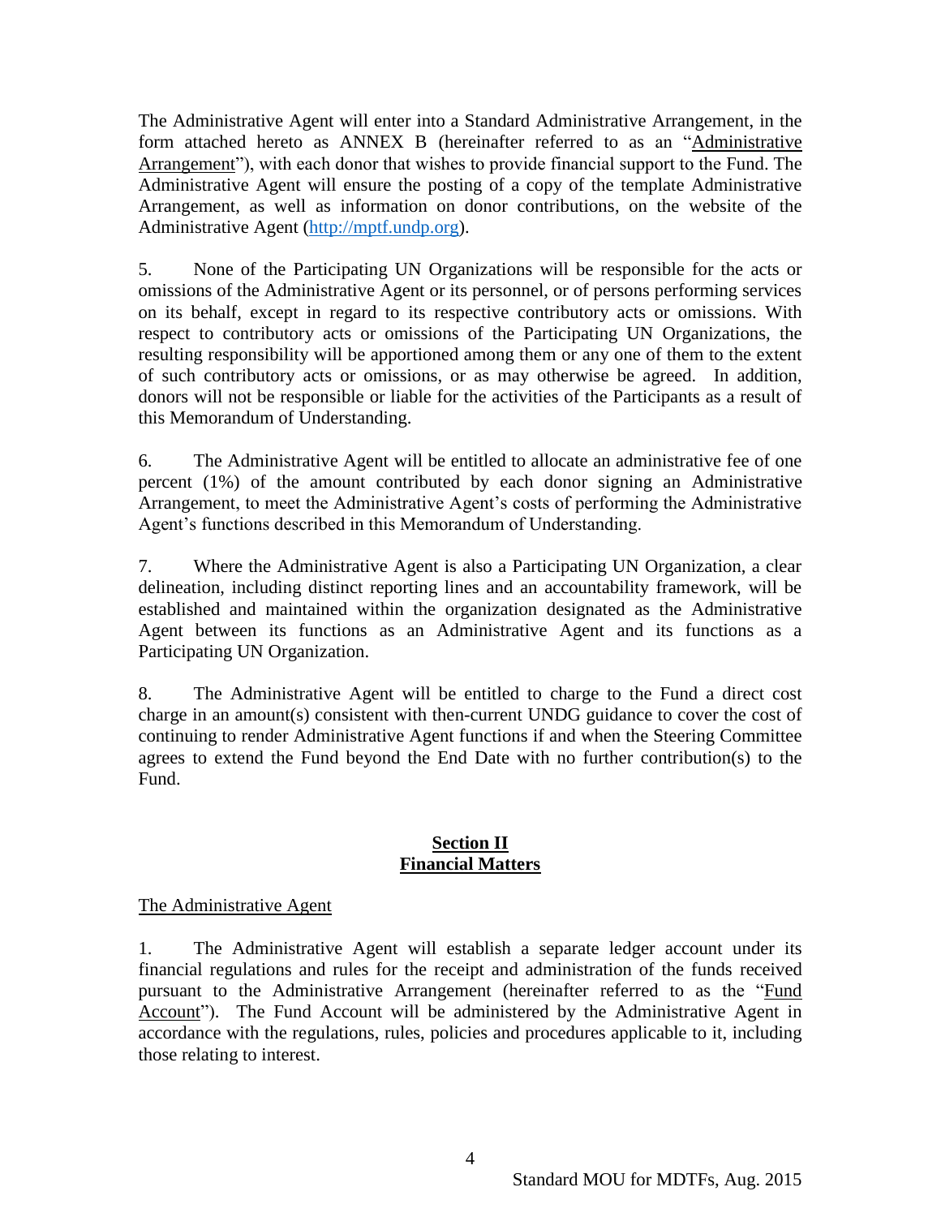The Administrative Agent will enter into a Standard Administrative Arrangement, in the form attached hereto as ANNEX B (hereinafter referred to as an "Administrative Arrangement"), with each donor that wishes to provide financial support to the Fund. The Administrative Agent will ensure the posting of a copy of the template Administrative Arrangement, as well as information on donor contributions, on the website of the Administrative Agent (http://mptf.undp.org).

5. None of the Participating UN Organizations will be responsible for the acts or omissions of the Administrative Agent or its personnel, or of persons performing services on its behalf, except in regard to its respective contributory acts or omissions. With respect to contributory acts or omissions of the Participating UN Organizations, the resulting responsibility will be apportioned among them or any one of them to the extent of such contributory acts or omissions, or as may otherwise be agreed. In addition, donors will not be responsible or liable for the activities of the Participants as a result of this Memorandum of Understanding.

6. The Administrative Agent will be entitled to allocate an administrative fee of one percent (1%) of the amount contributed by each donor signing an Administrative Arrangement, to meet the Administrative Agent's costs of performing the Administrative Agent's functions described in this Memorandum of Understanding.

7. Where the Administrative Agent is also a Participating UN Organization, a clear delineation, including distinct reporting lines and an accountability framework, will be established and maintained within the organization designated as the Administrative Agent between its functions as an Administrative Agent and its functions as a Participating UN Organization.

8. The Administrative Agent will be entitled to charge to the Fund a direct cost charge in an amount(s) consistent with then-current UNDG guidance to cover the cost of continuing to render Administrative Agent functions if and when the Steering Committee agrees to extend the Fund beyond the End Date with no further contribution(s) to the Fund.

## Section II
## Financial Matters

The Administrative Agent

1. The Administrative Agent will establish a separate ledger account under its financial regulations and rules for the receipt and administration of the funds received pursuant to the Administrative Arrangement (hereinafter referred to as the "Fund Account"). The Fund Account will be administered by the Administrative Agent in accordance with the regulations, rules, policies and procedures applicable to it, including those relating to interest.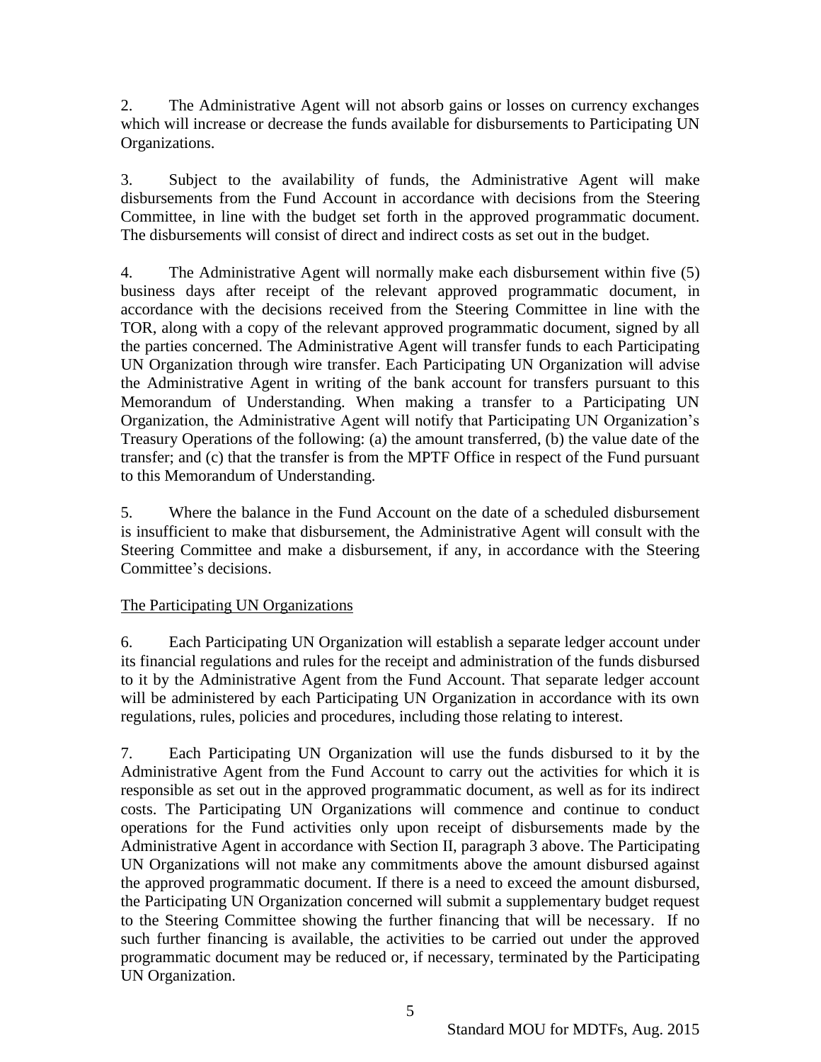2. The Administrative Agent will not absorb gains or losses on currency exchanges which will increase or decrease the funds available for disbursements to Participating UN Organizations.

3. Subject to the availability of funds, the Administrative Agent will make disbursements from the Fund Account in accordance with decisions from the Steering Committee, in line with the budget set forth in the approved programmatic document. The disbursements will consist of direct and indirect costs as set out in the budget.

4. The Administrative Agent will normally make each disbursement within five (5) business days after receipt of the relevant approved programmatic document, in accordance with the decisions received from the Steering Committee in line with the TOR, along with a copy of the relevant approved programmatic document, signed by all the parties concerned. The Administrative Agent will transfer funds to each Participating UN Organization through wire transfer. Each Participating UN Organization will advise the Administrative Agent in writing of the bank account for transfers pursuant to this Memorandum of Understanding. When making a transfer to a Participating UN Organization, the Administrative Agent will notify that Participating UN Organization's Treasury Operations of the following: (a) the amount transferred, (b) the value date of the transfer; and (c) that the transfer is from the MPTF Office in respect of the Fund pursuant to this Memorandum of Understanding.

5. Where the balance in the Fund Account on the date of a scheduled disbursement is insufficient to make that disbursement, the Administrative Agent will consult with the Steering Committee and make a disbursement, if any, in accordance with the Steering Committee's decisions.

The Participating UN Organizations

6. Each Participating UN Organization will establish a separate ledger account under its financial regulations and rules for the receipt and administration of the funds disbursed to it by the Administrative Agent from the Fund Account. That separate ledger account will be administered by each Participating UN Organization in accordance with its own regulations, rules, policies and procedures, including those relating to interest.

7. Each Participating UN Organization will use the funds disbursed to it by the Administrative Agent from the Fund Account to carry out the activities for which it is responsible as set out in the approved programmatic document, as well as for its indirect costs. The Participating UN Organizations will commence and continue to conduct operations for the Fund activities only upon receipt of disbursements made by the Administrative Agent in accordance with Section II, paragraph 3 above. The Participating UN Organizations will not make any commitments above the amount disbursed against the approved programmatic document. If there is a need to exceed the amount disbursed, the Participating UN Organization concerned will submit a supplementary budget request to the Steering Committee showing the further financing that will be necessary. If no such further financing is available, the activities to be carried out under the approved programmatic document may be reduced or, if necessary, terminated by the Participating UN Organization.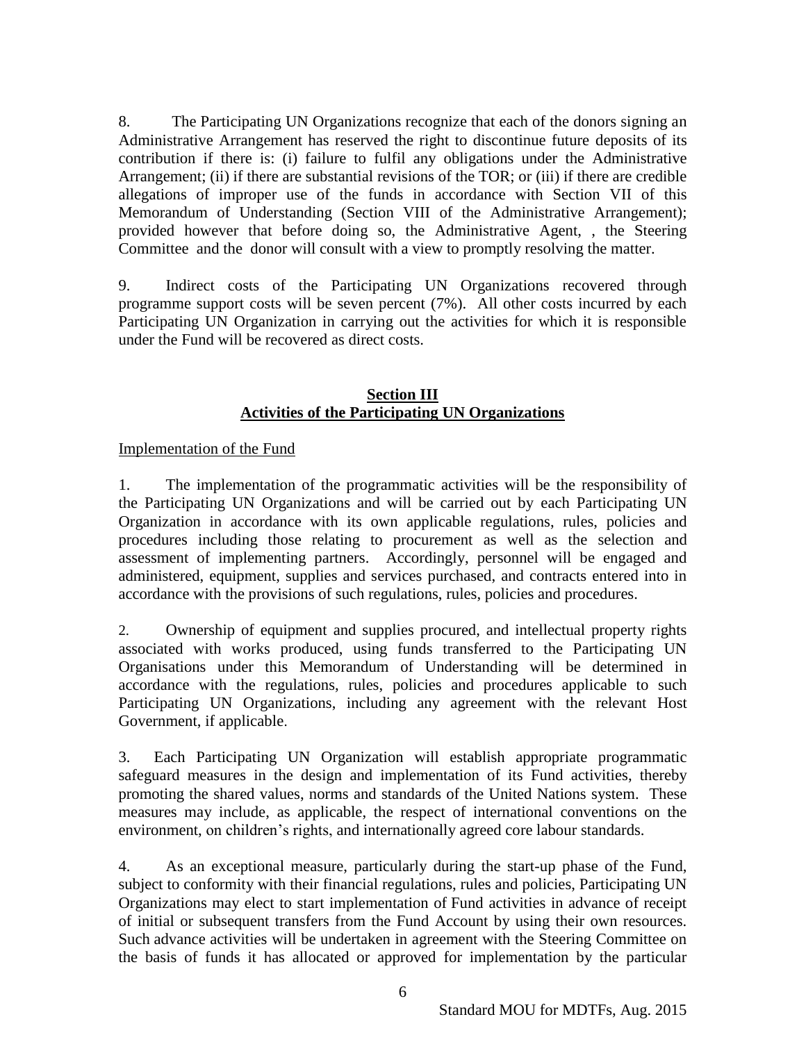8. The Participating UN Organizations recognize that each of the donors signing an Administrative Arrangement has reserved the right to discontinue future deposits of its contribution if there is: (i) failure to fulfil any obligations under the Administrative Arrangement; (ii) if there are substantial revisions of the TOR; or (iii) if there are credible allegations of improper use of the funds in accordance with Section VII of this Memorandum of Understanding (Section VIII of the Administrative Arrangement); provided however that before doing so, the Administrative Agent, , the Steering Committee and the donor will consult with a view to promptly resolving the matter.

9. Indirect costs of the Participating UN Organizations recovered through programme support costs will be seven percent (7%). All other costs incurred by each Participating UN Organization in carrying out the activities for which it is responsible under the Fund will be recovered as direct costs.

## Section III
## Activities of the Participating UN Organizations

Implementation of the Fund

1. The implementation of the programmatic activities will be the responsibility of the Participating UN Organizations and will be carried out by each Participating UN Organization in accordance with its own applicable regulations, rules, policies and procedures including those relating to procurement as well as the selection and assessment of implementing partners. Accordingly, personnel will be engaged and administered, equipment, supplies and services purchased, and contracts entered into in accordance with the provisions of such regulations, rules, policies and procedures.

2. Ownership of equipment and supplies procured, and intellectual property rights associated with works produced, using funds transferred to the Participating UN Organisations under this Memorandum of Understanding will be determined in accordance with the regulations, rules, policies and procedures applicable to such Participating UN Organizations, including any agreement with the relevant Host Government, if applicable.

3. Each Participating UN Organization will establish appropriate programmatic safeguard measures in the design and implementation of its Fund activities, thereby promoting the shared values, norms and standards of the United Nations system. These measures may include, as applicable, the respect of international conventions on the environment, on children's rights, and internationally agreed core labour standards.

4. As an exceptional measure, particularly during the start-up phase of the Fund, subject to conformity with their financial regulations, rules and policies, Participating UN Organizations may elect to start implementation of Fund activities in advance of receipt of initial or subsequent transfers from the Fund Account by using their own resources. Such advance activities will be undertaken in agreement with the Steering Committee on the basis of funds it has allocated or approved for implementation by the particular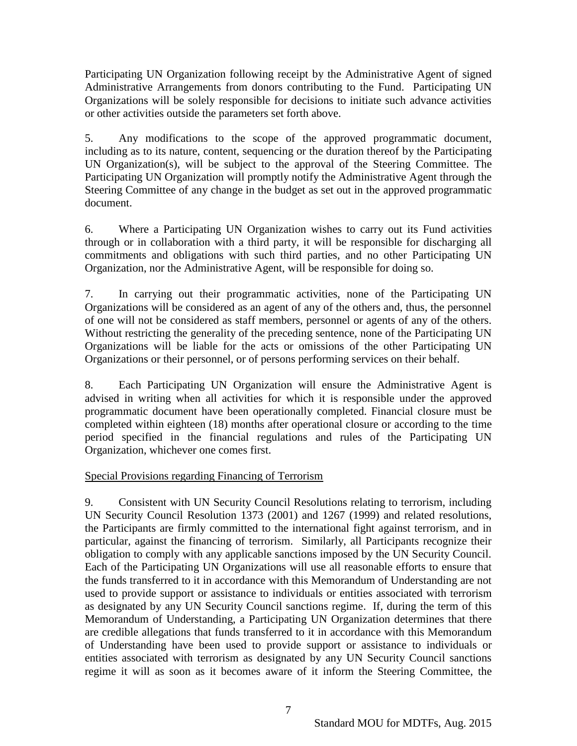Participating UN Organization following receipt by the Administrative Agent of signed Administrative Arrangements from donors contributing to the Fund. Participating UN Organizations will be solely responsible for decisions to initiate such advance activities or other activities outside the parameters set forth above.

5. Any modifications to the scope of the approved programmatic document, including as to its nature, content, sequencing or the duration thereof by the Participating UN Organization(s), will be subject to the approval of the Steering Committee. The Participating UN Organization will promptly notify the Administrative Agent through the Steering Committee of any change in the budget as set out in the approved programmatic document.

6. Where a Participating UN Organization wishes to carry out its Fund activities through or in collaboration with a third party, it will be responsible for discharging all commitments and obligations with such third parties, and no other Participating UN Organization, nor the Administrative Agent, will be responsible for doing so.

7. In carrying out their programmatic activities, none of the Participating UN Organizations will be considered as an agent of any of the others and, thus, the personnel of one will not be considered as staff members, personnel or agents of any of the others. Without restricting the generality of the preceding sentence, none of the Participating UN Organizations will be liable for the acts or omissions of the other Participating UN Organizations or their personnel, or of persons performing services on their behalf.

8. Each Participating UN Organization will ensure the Administrative Agent is advised in writing when all activities for which it is responsible under the approved programmatic document have been operationally completed. Financial closure must be completed within eighteen (18) months after operational closure or according to the time period specified in the financial regulations and rules of the Participating UN Organization, whichever one comes first.

Special Provisions regarding Financing of Terrorism

9. Consistent with UN Security Council Resolutions relating to terrorism, including UN Security Council Resolution 1373 (2001) and 1267 (1999) and related resolutions, the Participants are firmly committed to the international fight against terrorism, and in particular, against the financing of terrorism. Similarly, all Participants recognize their obligation to comply with any applicable sanctions imposed by the UN Security Council. Each of the Participating UN Organizations will use all reasonable efforts to ensure that the funds transferred to it in accordance with this Memorandum of Understanding are not used to provide support or assistance to individuals or entities associated with terrorism as designated by any UN Security Council sanctions regime. If, during the term of this Memorandum of Understanding, a Participating UN Organization determines that there are credible allegations that funds transferred to it in accordance with this Memorandum of Understanding have been used to provide support or assistance to individuals or entities associated with terrorism as designated by any UN Security Council sanctions regime it will as soon as it becomes aware of it inform the Steering Committee, the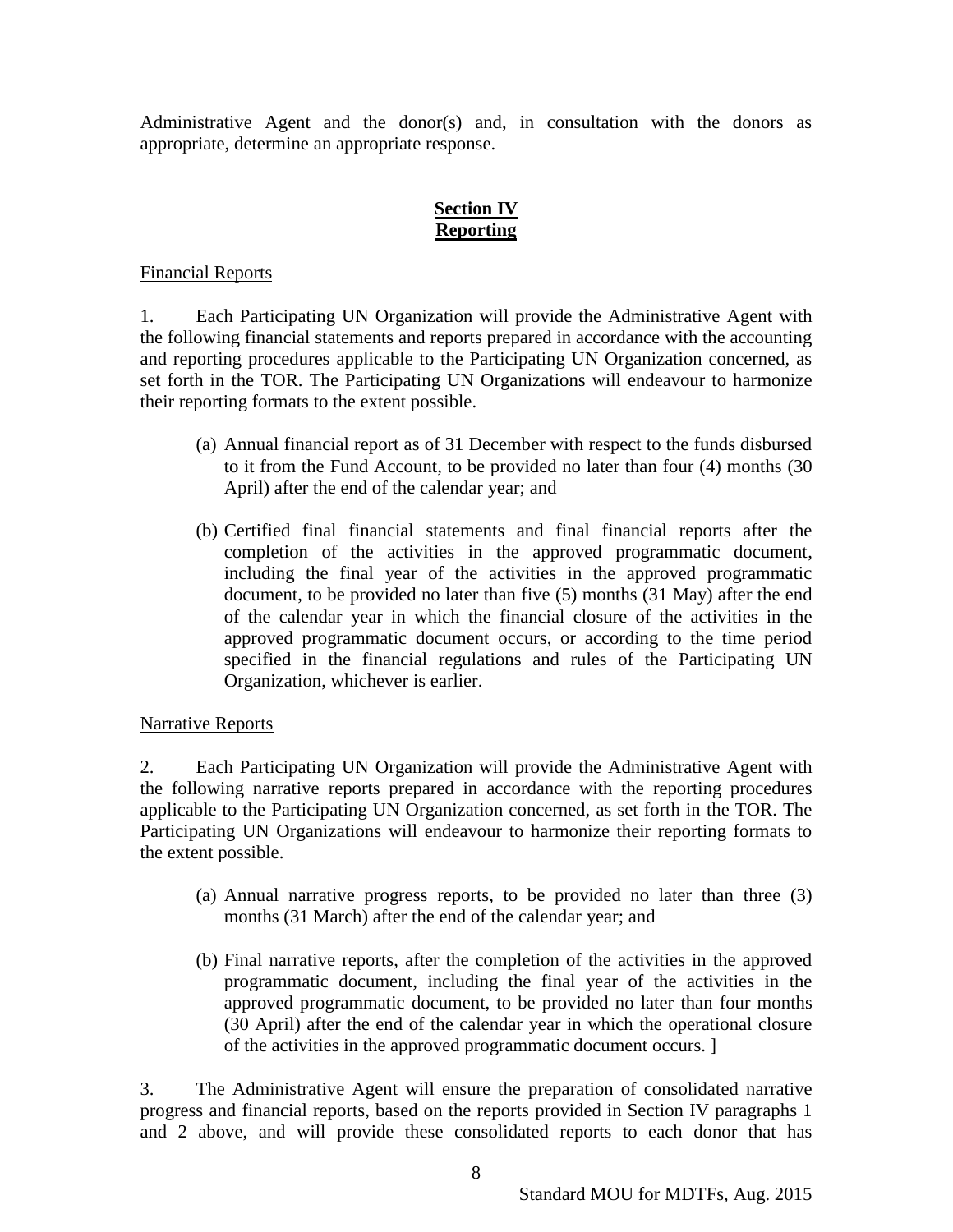Administrative Agent and the donor(s) and, in consultation with the donors as appropriate, determine an appropriate response.

## Section IV
## Reporting

Financial Reports

1. Each Participating UN Organization will provide the Administrative Agent with the following financial statements and reports prepared in accordance with the accounting and reporting procedures applicable to the Participating UN Organization concerned, as set forth in the TOR. The Participating UN Organizations will endeavour to harmonize their reporting formats to the extent possible.

(a) Annual financial report as of 31 December with respect to the funds disbursed to it from the Fund Account, to be provided no later than four (4) months (30 April) after the end of the calendar year; and

(b) Certified final financial statements and final financial reports after the completion of the activities in the approved programmatic document, including the final year of the activities in the approved programmatic document, to be provided no later than five (5) months (31 May) after the end of the calendar year in which the financial closure of the activities in the approved programmatic document occurs, or according to the time period specified in the financial regulations and rules of the Participating UN Organization, whichever is earlier.

Narrative Reports

2. Each Participating UN Organization will provide the Administrative Agent with the following narrative reports prepared in accordance with the reporting procedures applicable to the Participating UN Organization concerned, as set forth in the TOR. The Participating UN Organizations will endeavour to harmonize their reporting formats to the extent possible.

(a) Annual narrative progress reports, to be provided no later than three (3) months (31 March) after the end of the calendar year; and

(b) Final narrative reports, after the completion of the activities in the approved programmatic document, including the final year of the activities in the approved programmatic document, to be provided no later than four months (30 April) after the end of the calendar year in which the operational closure of the activities in the approved programmatic document occurs. ]

3. The Administrative Agent will ensure the preparation of consolidated narrative progress and financial reports, based on the reports provided in Section IV paragraphs 1 and 2 above, and will provide these consolidated reports to each donor that has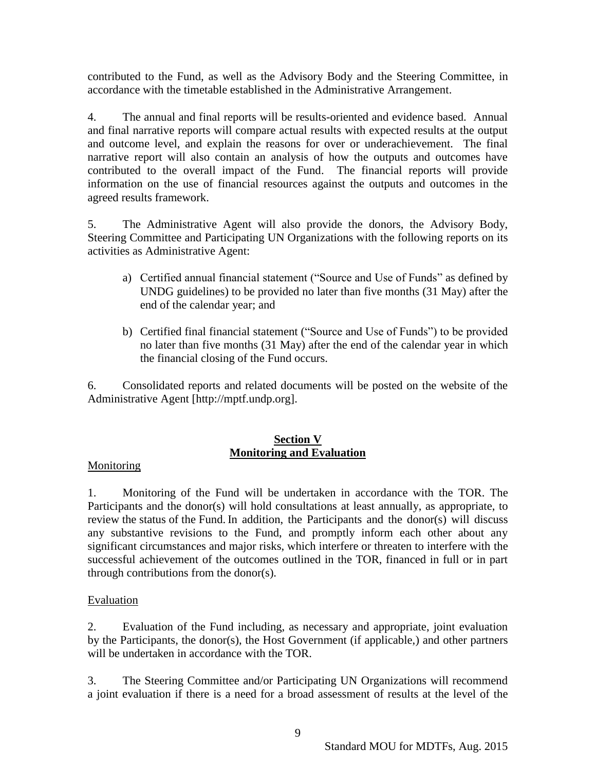contributed to the Fund, as well as the Advisory Body and the Steering Committee, in accordance with the timetable established in the Administrative Arrangement.

4. The annual and final reports will be results-oriented and evidence based. Annual and final narrative reports will compare actual results with expected results at the output and outcome level, and explain the reasons for over or underachievement. The final narrative report will also contain an analysis of how the outputs and outcomes have contributed to the overall impact of the Fund. The financial reports will provide information on the use of financial resources against the outputs and outcomes in the agreed results framework.

5. The Administrative Agent will also provide the donors, the Advisory Body, Steering Committee and Participating UN Organizations with the following reports on its activities as Administrative Agent:

a) Certified annual financial statement ("Source and Use of Funds" as defined by UNDG guidelines) to be provided no later than five months (31 May) after the end of the calendar year; and

b) Certified final financial statement ("Source and Use of Funds") to be provided no later than five months (31 May) after the end of the calendar year in which the financial closing of the Fund occurs.

6. Consolidated reports and related documents will be posted on the website of the Administrative Agent [http://mptf.undp.org].

## Section V
## Monitoring and Evaluation

Monitoring

1. Monitoring of the Fund will be undertaken in accordance with the TOR. The Participants and the donor(s) will hold consultations at least annually, as appropriate, to review the status of the Fund. In addition, the Participants and the donor(s) will discuss any substantive revisions to the Fund, and promptly inform each other about any significant circumstances and major risks, which interfere or threaten to interfere with the successful achievement of the outcomes outlined in the TOR, financed in full or in part through contributions from the donor(s).

Evaluation

2. Evaluation of the Fund including, as necessary and appropriate, joint evaluation by the Participants, the donor(s), the Host Government (if applicable,) and other partners will be undertaken in accordance with the TOR.

3. The Steering Committee and/or Participating UN Organizations will recommend a joint evaluation if there is a need for a broad assessment of results at the level of the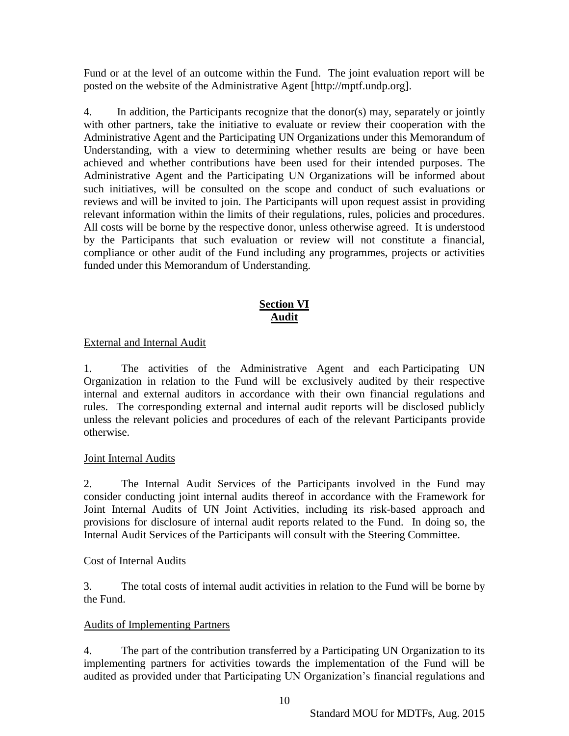Fund or at the level of an outcome within the Fund. The joint evaluation report will be posted on the website of the Administrative Agent [http://mptf.undp.org].

4. In addition, the Participants recognize that the donor(s) may, separately or jointly with other partners, take the initiative to evaluate or review their cooperation with the Administrative Agent and the Participating UN Organizations under this Memorandum of Understanding, with a view to determining whether results are being or have been achieved and whether contributions have been used for their intended purposes. The Administrative Agent and the Participating UN Organizations will be informed about such initiatives, will be consulted on the scope and conduct of such evaluations or reviews and will be invited to join. The Participants will upon request assist in providing relevant information within the limits of their regulations, rules, policies and procedures. All costs will be borne by the respective donor, unless otherwise agreed. It is understood by the Participants that such evaluation or review will not constitute a financial, compliance or other audit of the Fund including any programmes, projects or activities funded under this Memorandum of Understanding.

## Section VI
## Audit

External and Internal Audit

1. The activities of the Administrative Agent and each Participating UN Organization in relation to the Fund will be exclusively audited by their respective internal and external auditors in accordance with their own financial regulations and rules. The corresponding external and internal audit reports will be disclosed publicly unless the relevant policies and procedures of each of the relevant Participants provide otherwise.

Joint Internal Audits

2. The Internal Audit Services of the Participants involved in the Fund may consider conducting joint internal audits thereof in accordance with the Framework for Joint Internal Audits of UN Joint Activities, including its risk-based approach and provisions for disclosure of internal audit reports related to the Fund. In doing so, the Internal Audit Services of the Participants will consult with the Steering Committee.

Cost of Internal Audits

3. The total costs of internal audit activities in relation to the Fund will be borne by the Fund.

Audits of Implementing Partners

4. The part of the contribution transferred by a Participating UN Organization to its implementing partners for activities towards the implementation of the Fund will be audited as provided under that Participating UN Organization's financial regulations and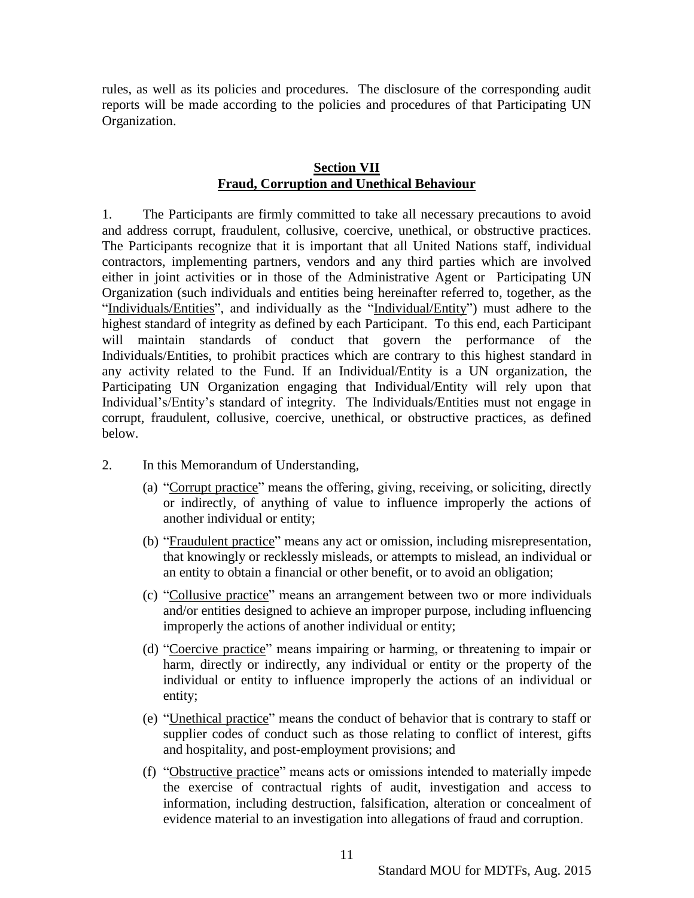rules, as well as its policies and procedures. The disclosure of the corresponding audit reports will be made according to the policies and procedures of that Participating UN Organization.

## Section VII
## Fraud, Corruption and Unethical Behaviour

1. The Participants are firmly committed to take all necessary precautions to avoid and address corrupt, fraudulent, collusive, coercive, unethical, or obstructive practices. The Participants recognize that it is important that all United Nations staff, individual contractors, implementing partners, vendors and any third parties which are involved either in joint activities or in those of the Administrative Agent or Participating UN Organization (such individuals and entities being hereinafter referred to, together, as the "Individuals/Entities", and individually as the "Individual/Entity") must adhere to the highest standard of integrity as defined by each Participant. To this end, each Participant will maintain standards of conduct that govern the performance of the Individuals/Entities, to prohibit practices which are contrary to this highest standard in any activity related to the Fund. If an Individual/Entity is a UN organization, the Participating UN Organization engaging that Individual/Entity will rely upon that Individual's/Entity's standard of integrity. The Individuals/Entities must not engage in corrupt, fraudulent, collusive, coercive, unethical, or obstructive practices, as defined below.

2. In this Memorandum of Understanding,

   (a) "Corrupt practice" means the offering, giving, receiving, or soliciting, directly or indirectly, of anything of value to influence improperly the actions of another individual or entity;

   (b) "Fraudulent practice" means any act or omission, including misrepresentation, that knowingly or recklessly misleads, or attempts to mislead, an individual or an entity to obtain a financial or other benefit, or to avoid an obligation;

   (c) "Collusive practice" means an arrangement between two or more individuals and/or entities designed to achieve an improper purpose, including influencing improperly the actions of another individual or entity;

   (d) "Coercive practice" means impairing or harming, or threatening to impair or harm, directly or indirectly, any individual or entity or the property of the individual or entity to influence improperly the actions of an individual or entity;

   (e) "Unethical practice" means the conduct of behavior that is contrary to staff or supplier codes of conduct such as those relating to conflict of interest, gifts and hospitality, and post-employment provisions; and

   (f) "Obstructive practice" means acts or omissions intended to materially impede the exercise of contractual rights of audit, investigation and access to information, including destruction, falsification, alteration or concealment of evidence material to an investigation into allegations of fraud and corruption.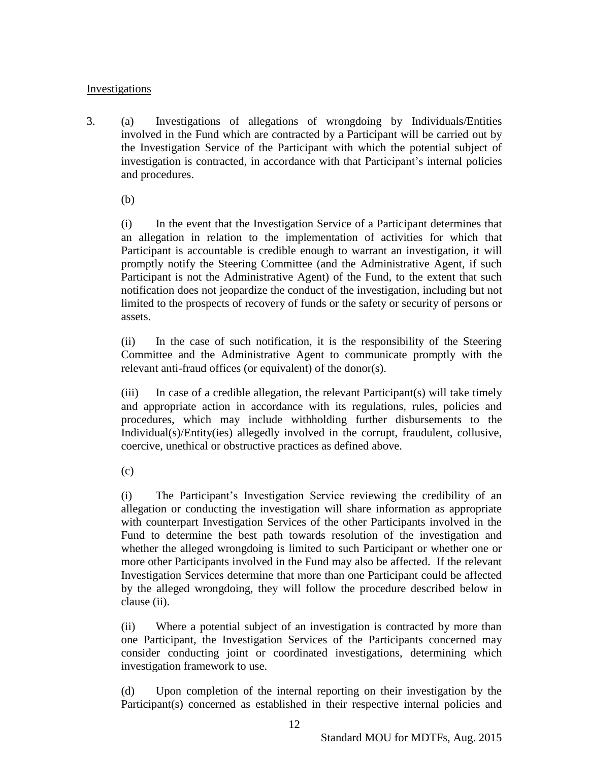Investigations

3. (a) Investigations of allegations of wrongdoing by Individuals/Entities involved in the Fund which are contracted by a Participant will be carried out by the Investigation Service of the Participant with which the potential subject of investigation is contracted, in accordance with that Participant's internal policies and procedures.

(b)

(i) In the event that the Investigation Service of a Participant determines that an allegation in relation to the implementation of activities for which that Participant is accountable is credible enough to warrant an investigation, it will promptly notify the Steering Committee (and the Administrative Agent, if such Participant is not the Administrative Agent) of the Fund, to the extent that such notification does not jeopardize the conduct of the investigation, including but not limited to the prospects of recovery of funds or the safety or security of persons or assets.

(ii) In the case of such notification, it is the responsibility of the Steering Committee and the Administrative Agent to communicate promptly with the relevant anti-fraud offices (or equivalent) of the donor(s).

(iii) In case of a credible allegation, the relevant Participant(s) will take timely and appropriate action in accordance with its regulations, rules, policies and procedures, which may include withholding further disbursements to the Individual(s)/Entity(ies) allegedly involved in the corrupt, fraudulent, collusive, coercive, unethical or obstructive practices as defined above.

(c)

(i) The Participant's Investigation Service reviewing the credibility of an allegation or conducting the investigation will share information as appropriate with counterpart Investigation Services of the other Participants involved in the Fund to determine the best path towards resolution of the investigation and whether the alleged wrongdoing is limited to such Participant or whether one or more other Participants involved in the Fund may also be affected. If the relevant Investigation Services determine that more than one Participant could be affected by the alleged wrongdoing, they will follow the procedure described below in clause (ii).

(ii) Where a potential subject of an investigation is contracted by more than one Participant, the Investigation Services of the Participants concerned may consider conducting joint or coordinated investigations, determining which investigation framework to use.

(d) Upon completion of the internal reporting on their investigation by the Participant(s) concerned as established in their respective internal policies and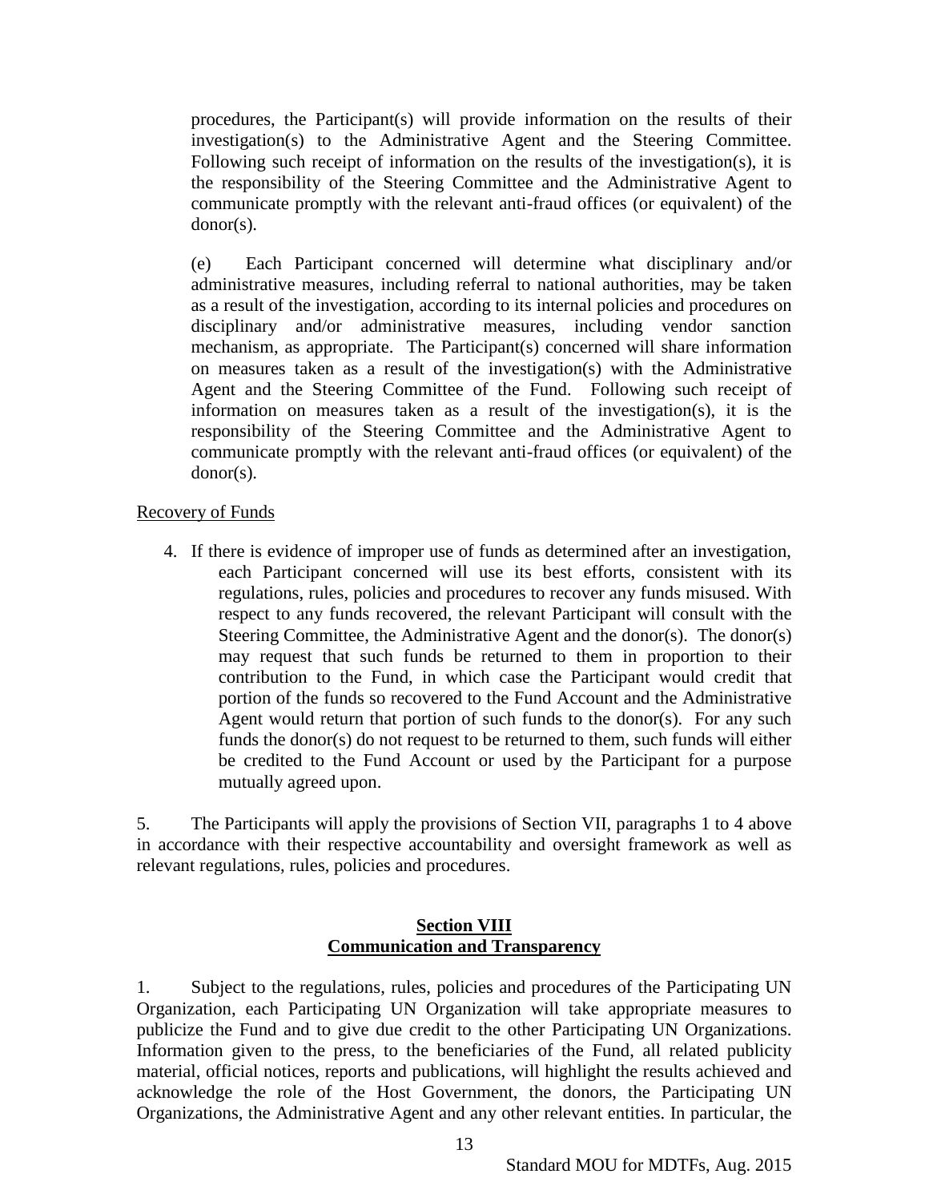procedures, the Participant(s) will provide information on the results of their investigation(s) to the Administrative Agent and the Steering Committee. Following such receipt of information on the results of the investigation(s), it is the responsibility of the Steering Committee and the Administrative Agent to communicate promptly with the relevant anti-fraud offices (or equivalent) of the donor(s).

(e) Each Participant concerned will determine what disciplinary and/or administrative measures, including referral to national authorities, may be taken as a result of the investigation, according to its internal policies and procedures on disciplinary and/or administrative measures, including vendor sanction mechanism, as appropriate. The Participant(s) concerned will share information on measures taken as a result of the investigation(s) with the Administrative Agent and the Steering Committee of the Fund. Following such receipt of information on measures taken as a result of the investigation(s), it is the responsibility of the Steering Committee and the Administrative Agent to communicate promptly with the relevant anti-fraud offices (or equivalent) of the donor(s).

Recovery of Funds

4. If there is evidence of improper use of funds as determined after an investigation, each Participant concerned will use its best efforts, consistent with its regulations, rules, policies and procedures to recover any funds misused. With respect to any funds recovered, the relevant Participant will consult with the Steering Committee, the Administrative Agent and the donor(s). The donor(s) may request that such funds be returned to them in proportion to their contribution to the Fund, in which case the Participant would credit that portion of the funds so recovered to the Fund Account and the Administrative Agent would return that portion of such funds to the donor(s). For any such funds the donor(s) do not request to be returned to them, such funds will either be credited to the Fund Account or used by the Participant for a purpose mutually agreed upon.

5. The Participants will apply the provisions of Section VII, paragraphs 1 to 4 above in accordance with their respective accountability and oversight framework as well as relevant regulations, rules, policies and procedures.

## Section VIII
## Communication and Transparency

1. Subject to the regulations, rules, policies and procedures of the Participating UN Organization, each Participating UN Organization will take appropriate measures to publicize the Fund and to give due credit to the other Participating UN Organizations. Information given to the press, to the beneficiaries of the Fund, all related publicity material, official notices, reports and publications, will highlight the results achieved and acknowledge the role of the Host Government, the donors, the Participating UN Organizations, the Administrative Agent and any other relevant entities. In particular, the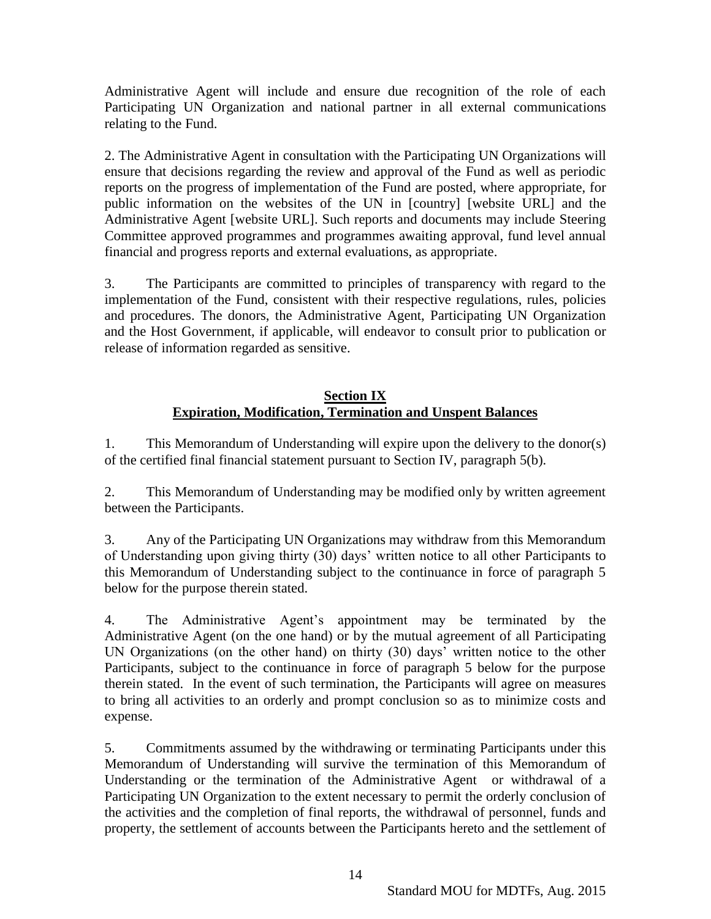Administrative Agent will include and ensure due recognition of the role of each Participating UN Organization and national partner in all external communications relating to the Fund.

2. The Administrative Agent in consultation with the Participating UN Organizations will ensure that decisions regarding the review and approval of the Fund as well as periodic reports on the progress of implementation of the Fund are posted, where appropriate, for public information on the websites of the UN in [country] [website URL] and the Administrative Agent [website URL]. Such reports and documents may include Steering Committee approved programmes and programmes awaiting approval, fund level annual financial and progress reports and external evaluations, as appropriate.

3. The Participants are committed to principles of transparency with regard to the implementation of the Fund, consistent with their respective regulations, rules, policies and procedures. The donors, the Administrative Agent, Participating UN Organization and the Host Government, if applicable, will endeavor to consult prior to publication or release of information regarded as sensitive.

## Section IX
## Expiration, Modification, Termination and Unspent Balances

1. This Memorandum of Understanding will expire upon the delivery to the donor(s) of the certified final financial statement pursuant to Section IV, paragraph 5(b).

2. This Memorandum of Understanding may be modified only by written agreement between the Participants.

3. Any of the Participating UN Organizations may withdraw from this Memorandum of Understanding upon giving thirty (30) days' written notice to all other Participants to this Memorandum of Understanding subject to the continuance in force of paragraph 5 below for the purpose therein stated.

4. The Administrative Agent's appointment may be terminated by the Administrative Agent (on the one hand) or by the mutual agreement of all Participating UN Organizations (on the other hand) on thirty (30) days' written notice to the other Participants, subject to the continuance in force of paragraph 5 below for the purpose therein stated. In the event of such termination, the Participants will agree on measures to bring all activities to an orderly and prompt conclusion so as to minimize costs and expense.

5. Commitments assumed by the withdrawing or terminating Participants under this Memorandum of Understanding will survive the termination of this Memorandum of Understanding or the termination of the Administrative Agent or withdrawal of a Participating UN Organization to the extent necessary to permit the orderly conclusion of the activities and the completion of final reports, the withdrawal of personnel, funds and property, the settlement of accounts between the Participants hereto and the settlement of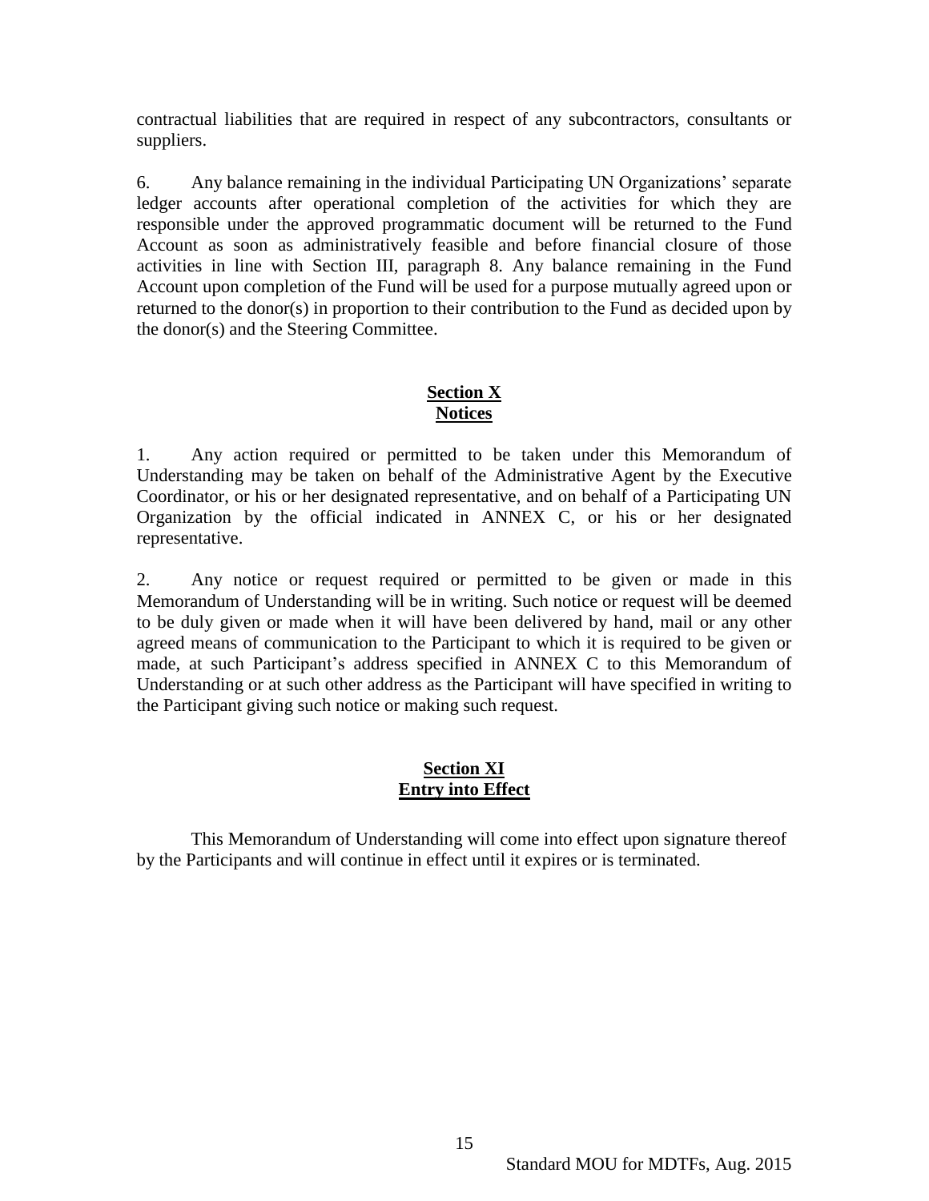contractual liabilities that are required in respect of any subcontractors, consultants or suppliers.

6. Any balance remaining in the individual Participating UN Organizations' separate ledger accounts after operational completion of the activities for which they are responsible under the approved programmatic document will be returned to the Fund Account as soon as administratively feasible and before financial closure of those activities in line with Section III, paragraph 8. Any balance remaining in the Fund Account upon completion of the Fund will be used for a purpose mutually agreed upon or returned to the donor(s) in proportion to their contribution to the Fund as decided upon by the donor(s) and the Steering Committee.

## Section X
## Notices

1. Any action required or permitted to be taken under this Memorandum of Understanding may be taken on behalf of the Administrative Agent by the Executive Coordinator, or his or her designated representative, and on behalf of a Participating UN Organization by the official indicated in ANNEX C, or his or her designated representative.

2. Any notice or request required or permitted to be given or made in this Memorandum of Understanding will be in writing. Such notice or request will be deemed to be duly given or made when it will have been delivered by hand, mail or any other agreed means of communication to the Participant to which it is required to be given or made, at such Participant's address specified in ANNEX C to this Memorandum of Understanding or at such other address as the Participant will have specified in writing to the Participant giving such notice or making such request.

## Section XI
## Entry into Effect

This Memorandum of Understanding will come into effect upon signature thereof by the Participants and will continue in effect until it expires or is terminated.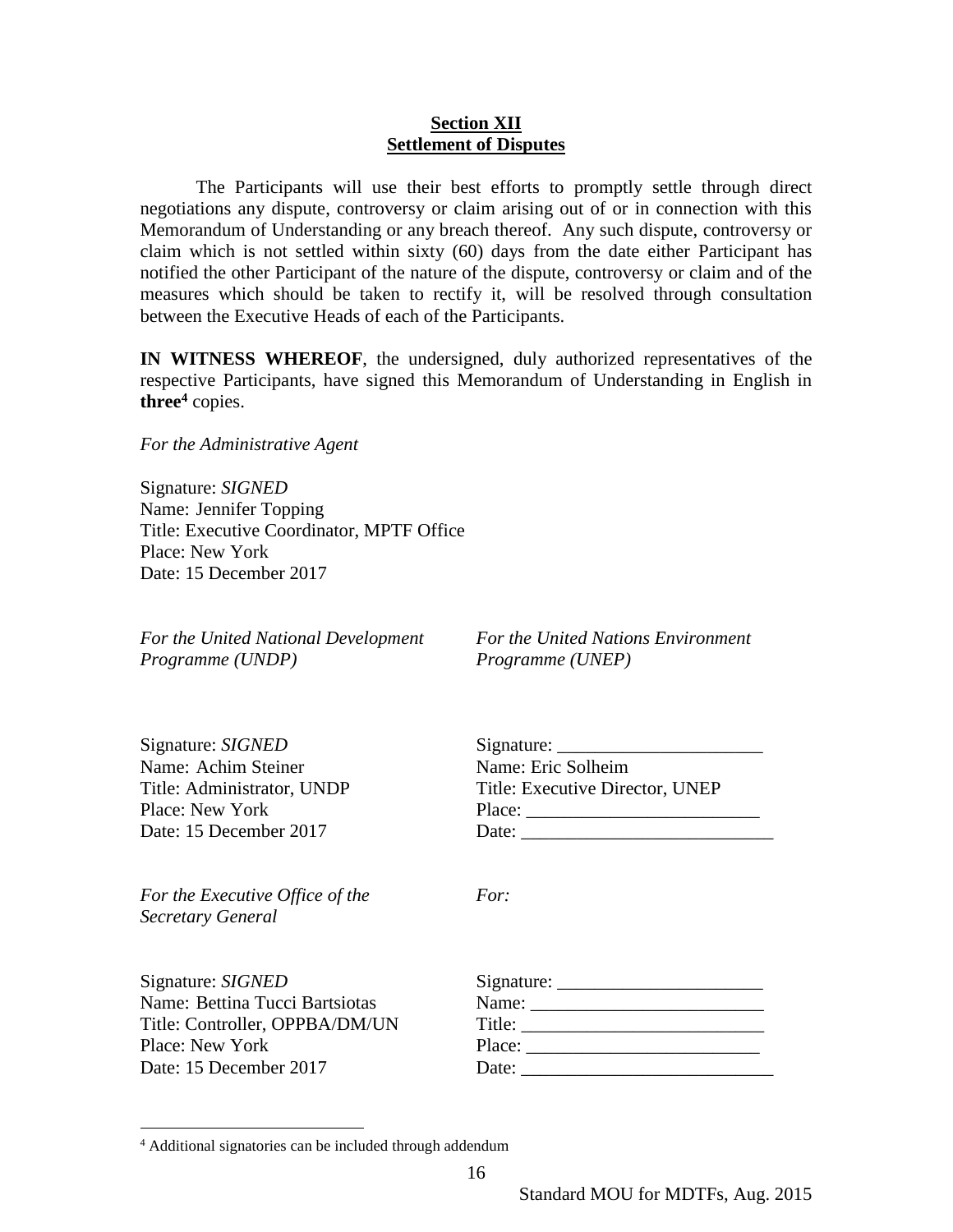**Section XII**
**Settlement of Disputes**

The Participants will use their best efforts to promptly settle through direct negotiations any dispute, controversy or claim arising out of or in connection with this Memorandum of Understanding or any breach thereof. Any such dispute, controversy or claim which is not settled within sixty (60) days from the date either Participant has notified the other Participant of the nature of the dispute, controversy or claim and of the measures which should be taken to rectify it, will be resolved through consultation between the Executive Heads of each of the Participants.

**IN WITNESS WHEREOF**, the undersigned, duly authorized representatives of the respective Participants, have signed this Memorandum of Understanding in English in **three**[4] copies.

*For the Administrative Agent*

Signature: *SIGNED*
Name: Jennifer Topping
Title: Executive Coordinator, MPTF Office
Place: New York
Date: 15 December 2017

*For the United National Development Programme (UNDP)*

Signature: *SIGNED*
Name: Achim Steiner
Title: Administrator, UNDP
Place: New York
Date: 15 December 2017

*For the United Nations Environment Programme (UNEP)*

Signature: ______________________
Name: Eric Solheim
Title: Executive Director, UNEP
Place: _________________________
Date: ___________________________

*For the Executive Office of the Secretary General*

Signature: *SIGNED*
Name: Bettina Tucci Bartsiotas
Title: Controller, OPPBA/DM/UN
Place: New York
Date: 15 December 2017

*For:*

Signature: ______________________
Name: _________________________
Title: __________________________
Place: _________________________
Date: ___________________________

---

[4] Additional signatories can be included through addendum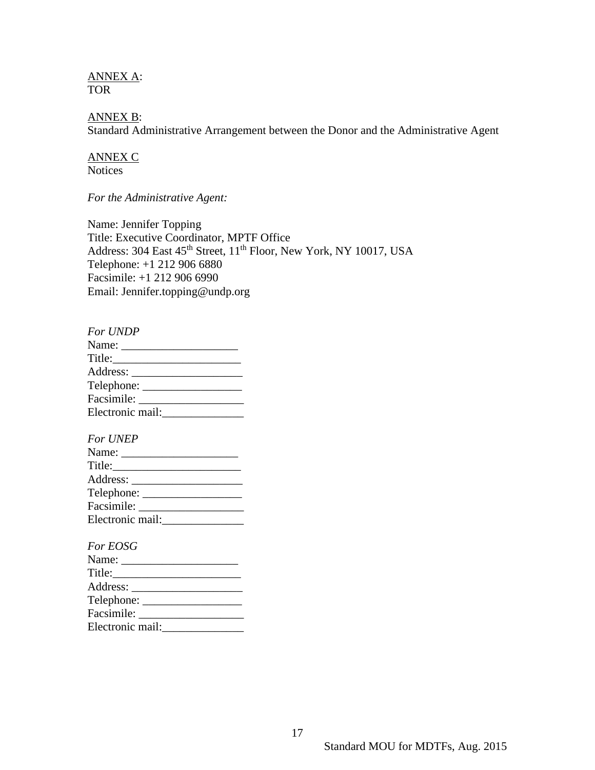ANNEX A:
TOR

ANNEX B:
Standard Administrative Arrangement between the Donor and the Administrative Agent

ANNEX C
Notices

*For the Administrative Agent:*

Name: Jennifer Topping
Title: Executive Coordinator, MPTF Office
Address: 304 East 45th Street, 11th Floor, New York, NY 10017, USA
Telephone: +1 212 906 6880
Facsimile: +1 212 906 6990
Email: Jennifer.topping@undp.org

*For UNDP*
Name: ____________________
Title:______________________
Address: ___________________
Telephone: _________________
Facsimile: __________________
Electronic mail:______________

*For UNEP*
Name: ____________________
Title:______________________
Address: ___________________
Telephone: _________________
Facsimile: __________________
Electronic mail:______________

*For EOSG*
Name: ____________________
Title:______________________
Address: ___________________
Telephone: _________________
Facsimile: __________________
Electronic mail:______________